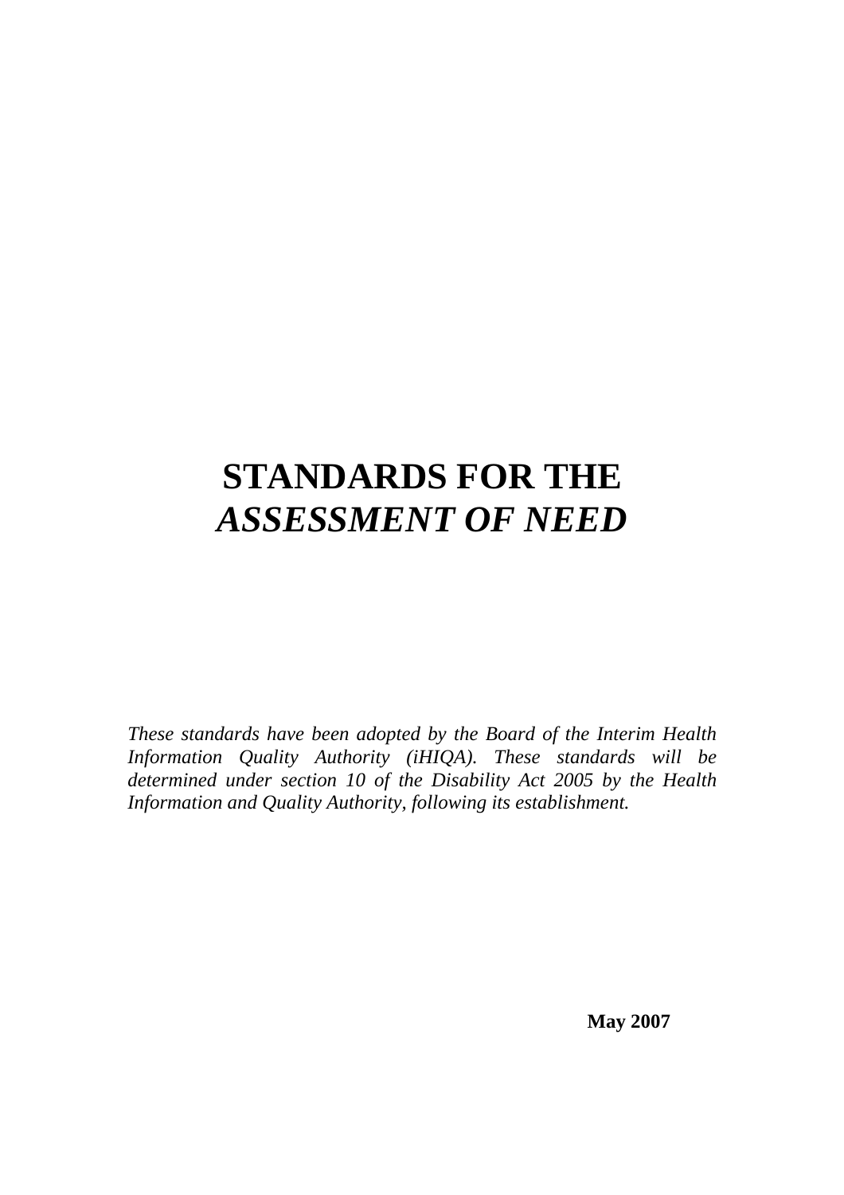# STANDARDS FOR THE *ASSESSMENT OF NEED*

*These standards have been adopted by the Board of the Interim Health Information Quality Authority (iHIQA). These standards will be determined under section 10 of the Disability Act 2005 by the Health Information and Quality Authority, following its establishment.*

**May 2007**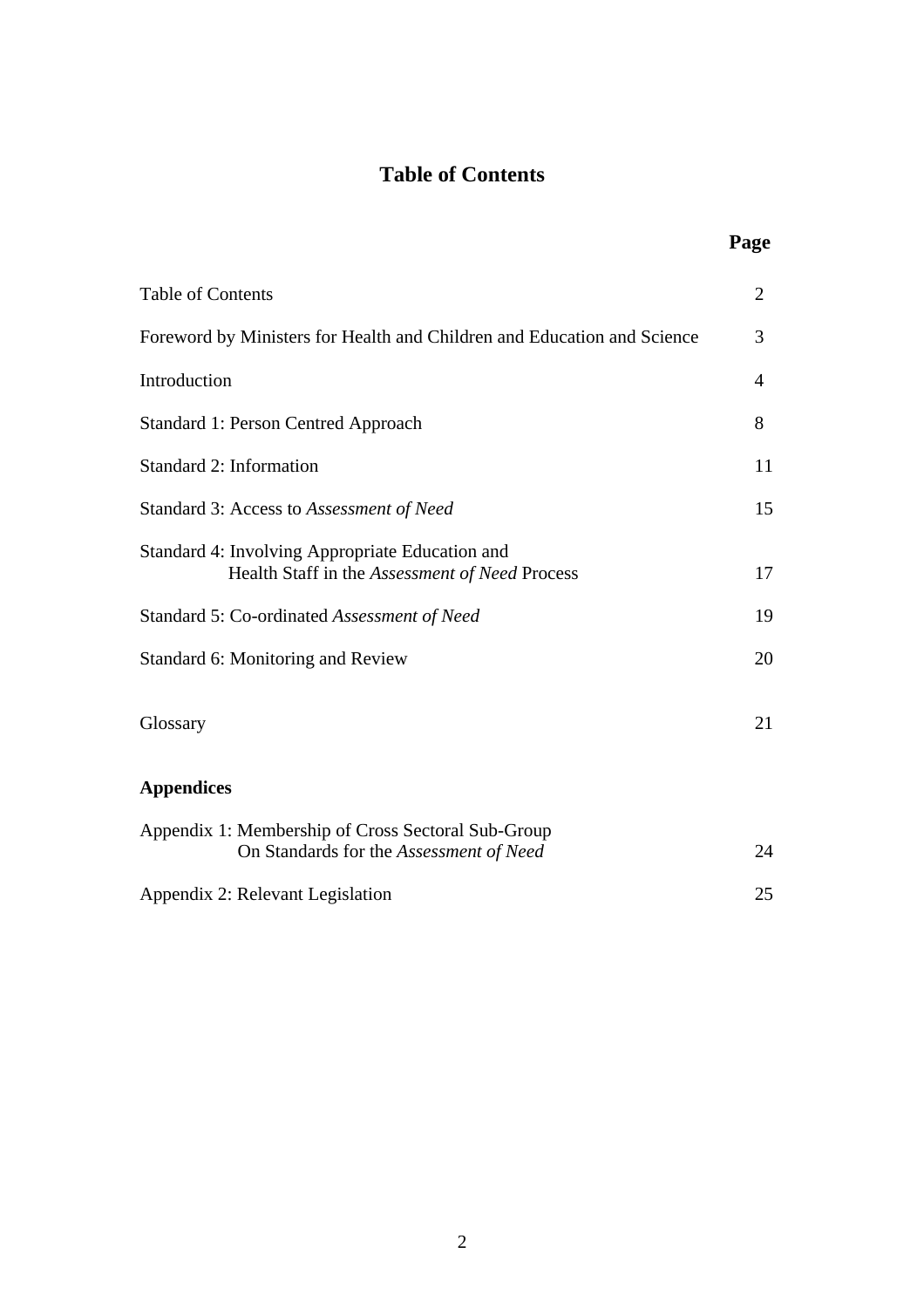# Table of Contents

| | Page |
|---|---|
| Table of Contents | 2 |
| Foreword by Ministers for Health and Children and Education and Science | 3 |
| Introduction | 4 |
| Standard 1: Person Centred Approach | 8 |
| Standard 2: Information | 11 |
| Standard 3: Access to *Assessment of Need* | 15 |
| Standard 4: Involving Appropriate Education and Health Staff in the *Assessment of Need* Process | 17 |
| Standard 5: Co-ordinated *Assessment of Need* | 19 |
| Standard 6: Monitoring and Review | 20 |
| Glossary | 21 |
| **Appendices** | |
| Appendix 1: Membership of Cross Sectoral Sub-Group On Standards for the *Assessment of Need* | 24 |
| Appendix 2: Relevant Legislation | 25 |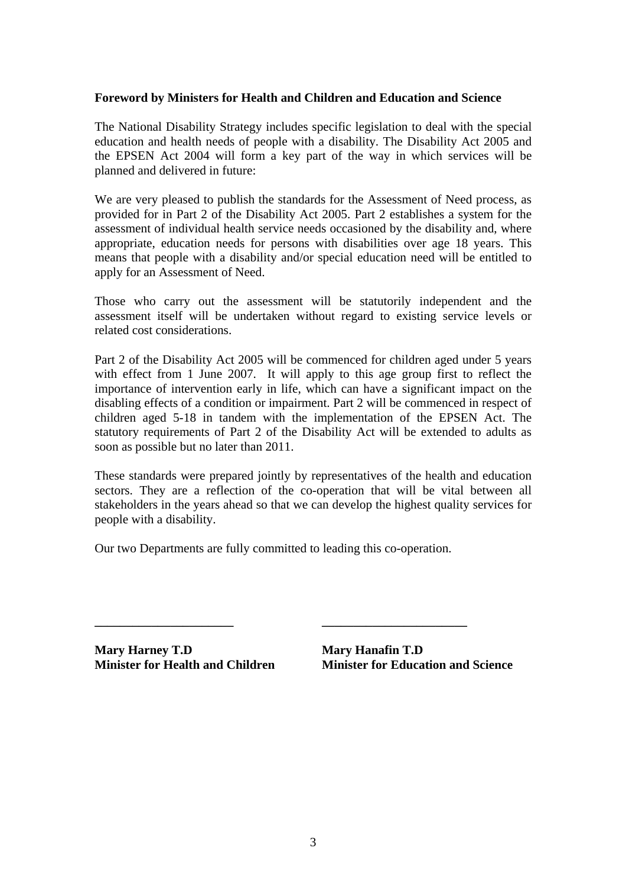**Foreword by Ministers for Health and Children and Education and Science**

The National Disability Strategy includes specific legislation to deal with the special education and health needs of people with a disability. The Disability Act 2005 and the EPSEN Act 2004 will form a key part of the way in which services will be planned and delivered in future:

We are very pleased to publish the standards for the Assessment of Need process, as provided for in Part 2 of the Disability Act 2005. Part 2 establishes a system for the assessment of individual health service needs occasioned by the disability and, where appropriate, education needs for persons with disabilities over age 18 years. This means that people with a disability and/or special education need will be entitled to apply for an Assessment of Need.

Those who carry out the assessment will be statutorily independent and the assessment itself will be undertaken without regard to existing service levels or related cost considerations.

Part 2 of the Disability Act 2005 will be commenced for children aged under 5 years with effect from 1 June 2007. It will apply to this age group first to reflect the importance of intervention early in life, which can have a significant impact on the disabling effects of a condition or impairment. Part 2 will be commenced in respect of children aged 5-18 in tandem with the implementation of the EPSEN Act. The statutory requirements of Part 2 of the Disability Act will be extended to adults as soon as possible but no later than 2011.

These standards were prepared jointly by representatives of the health and education sectors. They are a reflection of the co-operation that will be vital between all stakeholders in the years ahead so that we can develop the highest quality services for people with a disability.

Our two Departments are fully committed to leading this co-operation.

| **Mary Harney T.D** | **Mary Hanafin T.D** |
|---|---|
| **Minister for Health and Children** | **Minister for Education and Science** |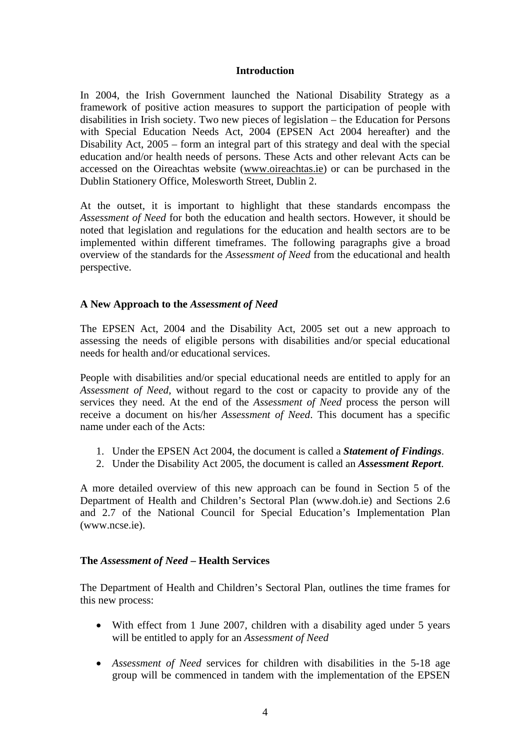## Introduction

In 2004, the Irish Government launched the National Disability Strategy as a framework of positive action measures to support the participation of people with disabilities in Irish society. Two new pieces of legislation – the Education for Persons with Special Education Needs Act, 2004 (EPSEN Act 2004 hereafter) and the Disability Act, 2005 – form an integral part of this strategy and deal with the special education and/or health needs of persons. These Acts and other relevant Acts can be accessed on the Oireachtas website (www.oireachtas.ie) or can be purchased in the Dublin Stationery Office, Molesworth Street, Dublin 2.

At the outset, it is important to highlight that these standards encompass the *Assessment of Need* for both the education and health sectors. However, it should be noted that legislation and regulations for the education and health sectors are to be implemented within different timeframes. The following paragraphs give a broad overview of the standards for the *Assessment of Need* from the educational and health perspective.

### A New Approach to the *Assessment of Need*

The EPSEN Act, 2004 and the Disability Act, 2005 set out a new approach to assessing the needs of eligible persons with disabilities and/or special educational needs for health and/or educational services.

People with disabilities and/or special educational needs are entitled to apply for an *Assessment of Need*, without regard to the cost or capacity to provide any of the services they need. At the end of the *Assessment of Need* process the person will receive a document on his/her *Assessment of Need*. This document has a specific name under each of the Acts:

1. Under the EPSEN Act 2004, the document is called a ***Statement of Findings***.
2. Under the Disability Act 2005, the document is called an ***Assessment Report***.

A more detailed overview of this new approach can be found in Section 5 of the Department of Health and Children's Sectoral Plan (www.doh.ie) and Sections 2.6 and 2.7 of the National Council for Special Education's Implementation Plan (www.ncse.ie).

### The *Assessment of Need* – Health Services

The Department of Health and Children's Sectoral Plan, outlines the time frames for this new process:

- With effect from 1 June 2007, children with a disability aged under 5 years will be entitled to apply for an *Assessment of Need*
- *Assessment of Need* services for children with disabilities in the 5-18 age group will be commenced in tandem with the implementation of the EPSEN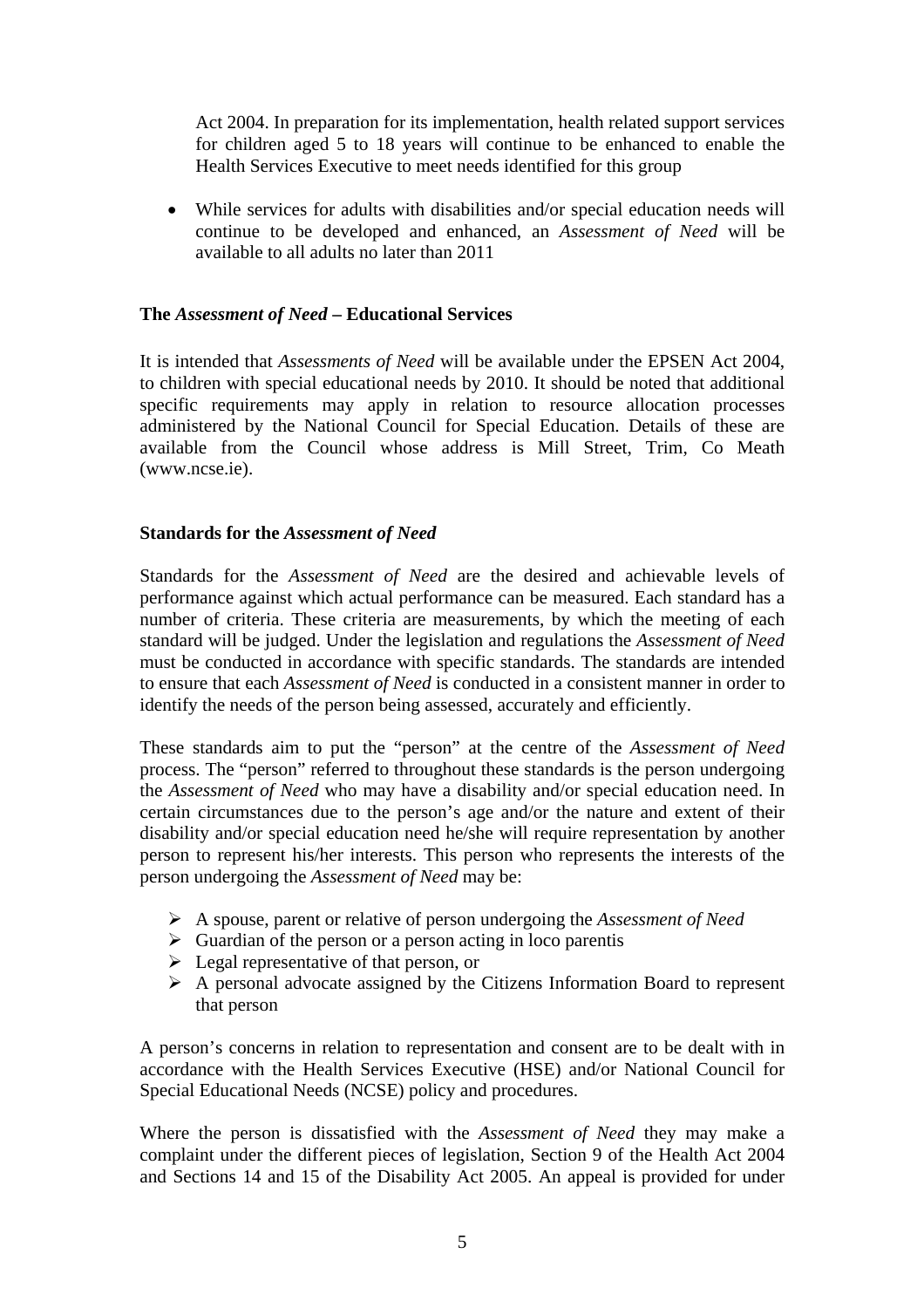Act 2004. In preparation for its implementation, health related support services for children aged 5 to 18 years will continue to be enhanced to enable the Health Services Executive to meet needs identified for this group

- While services for adults with disabilities and/or special education needs will continue to be developed and enhanced, an *Assessment of Need* will be available to all adults no later than 2011

**The *Assessment of Need* – Educational Services**

It is intended that *Assessments of Need* will be available under the EPSEN Act 2004, to children with special educational needs by 2010. It should be noted that additional specific requirements may apply in relation to resource allocation processes administered by the National Council for Special Education. Details of these are available from the Council whose address is Mill Street, Trim, Co Meath (www.ncse.ie).

**Standards for the *Assessment of Need***

Standards for the *Assessment of Need* are the desired and achievable levels of performance against which actual performance can be measured. Each standard has a number of criteria. These criteria are measurements, by which the meeting of each standard will be judged. Under the legislation and regulations the *Assessment of Need* must be conducted in accordance with specific standards. The standards are intended to ensure that each *Assessment of Need* is conducted in a consistent manner in order to identify the needs of the person being assessed, accurately and efficiently.

These standards aim to put the "person" at the centre of the *Assessment of Need* process. The "person" referred to throughout these standards is the person undergoing the *Assessment of Need* who may have a disability and/or special education need. In certain circumstances due to the person's age and/or the nature and extent of their disability and/or special education need he/she will require representation by another person to represent his/her interests. This person who represents the interests of the person undergoing the *Assessment of Need* may be:

- A spouse, parent or relative of person undergoing the *Assessment of Need*
- Guardian of the person or a person acting in loco parentis
- Legal representative of that person, or
- A personal advocate assigned by the Citizens Information Board to represent that person

A person's concerns in relation to representation and consent are to be dealt with in accordance with the Health Services Executive (HSE) and/or National Council for Special Educational Needs (NCSE) policy and procedures.

Where the person is dissatisfied with the *Assessment of Need* they may make a complaint under the different pieces of legislation, Section 9 of the Health Act 2004 and Sections 14 and 15 of the Disability Act 2005. An appeal is provided for under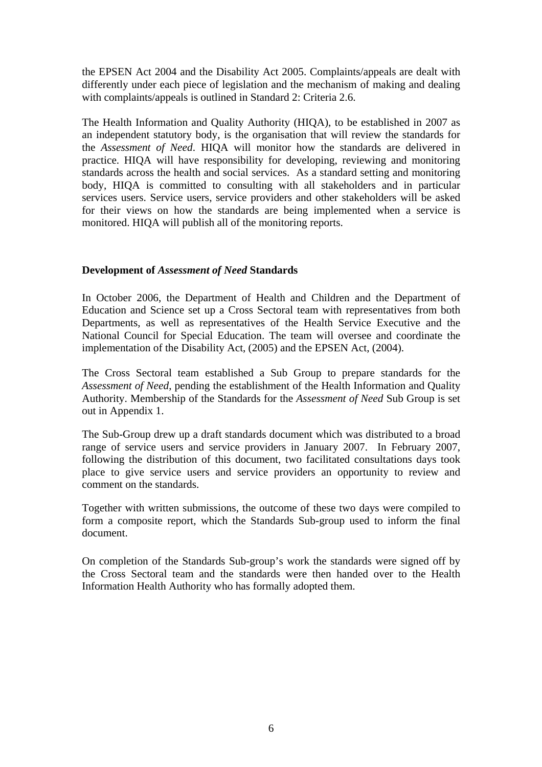the EPSEN Act 2004 and the Disability Act 2005. Complaints/appeals are dealt with differently under each piece of legislation and the mechanism of making and dealing with complaints/appeals is outlined in Standard 2: Criteria 2.6.

The Health Information and Quality Authority (HIQA), to be established in 2007 as an independent statutory body, is the organisation that will review the standards for the *Assessment of Need*. HIQA will monitor how the standards are delivered in practice. HIQA will have responsibility for developing, reviewing and monitoring standards across the health and social services. As a standard setting and monitoring body, HIQA is committed to consulting with all stakeholders and in particular services users. Service users, service providers and other stakeholders will be asked for their views on how the standards are being implemented when a service is monitored. HIQA will publish all of the monitoring reports.

### Development of *Assessment of Need* Standards

In October 2006, the Department of Health and Children and the Department of Education and Science set up a Cross Sectoral team with representatives from both Departments, as well as representatives of the Health Service Executive and the National Council for Special Education. The team will oversee and coordinate the implementation of the Disability Act, (2005) and the EPSEN Act, (2004).

The Cross Sectoral team established a Sub Group to prepare standards for the *Assessment of Need*, pending the establishment of the Health Information and Quality Authority. Membership of the Standards for the *Assessment of Need* Sub Group is set out in Appendix 1.

The Sub-Group drew up a draft standards document which was distributed to a broad range of service users and service providers in January 2007. In February 2007, following the distribution of this document, two facilitated consultations days took place to give service users and service providers an opportunity to review and comment on the standards.

Together with written submissions, the outcome of these two days were compiled to form a composite report, which the Standards Sub-group used to inform the final document.

On completion of the Standards Sub-group's work the standards were signed off by the Cross Sectoral team and the standards were then handed over to the Health Information Health Authority who has formally adopted them.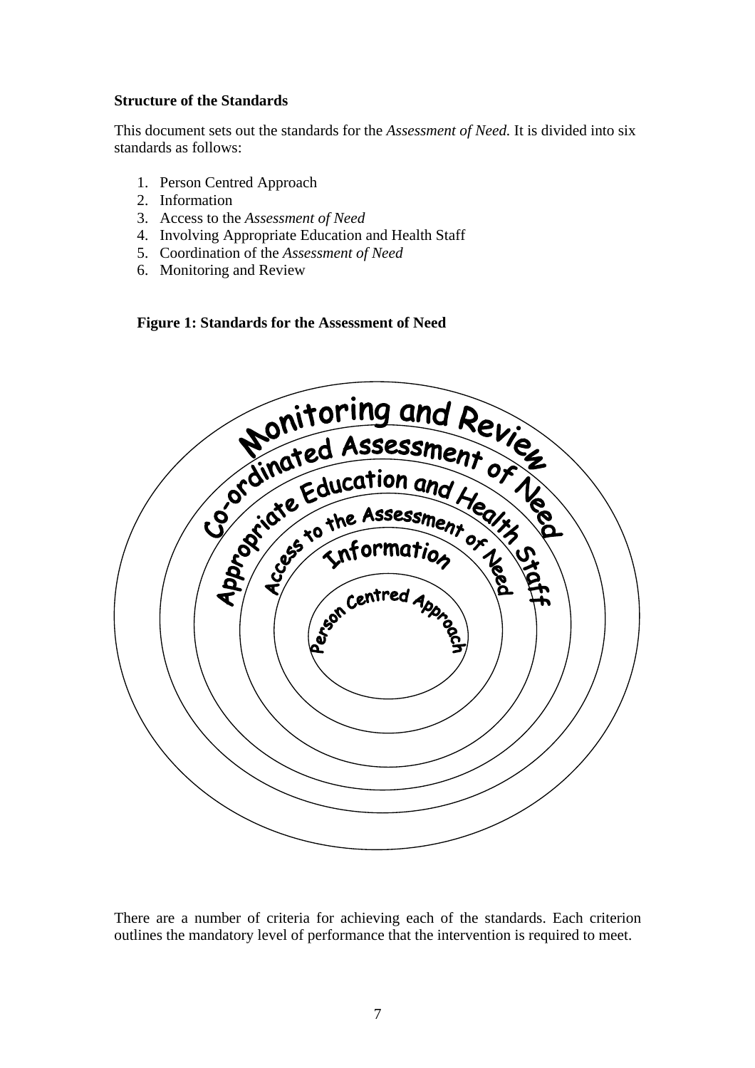**Structure of the Standards**

This document sets out the standards for the *Assessment of Need.* It is divided into six standards as follows:

1. Person Centred Approach
2. Information
3. Access to the *Assessment of Need*
4. Involving Appropriate Education and Health Staff
5. Coordination of the *Assessment of Need*
6. Monitoring and Review

**Figure 1: Standards for the Assessment of Need**

Monitoring and Review

Co-ordinated Assessment of Need

Appropriate Education and Health Staff

Access to the Assessment of Need

Information

Person Centred Approach

There are a number of criteria for achieving each of the standards. Each criterion outlines the mandatory level of performance that the intervention is required to meet.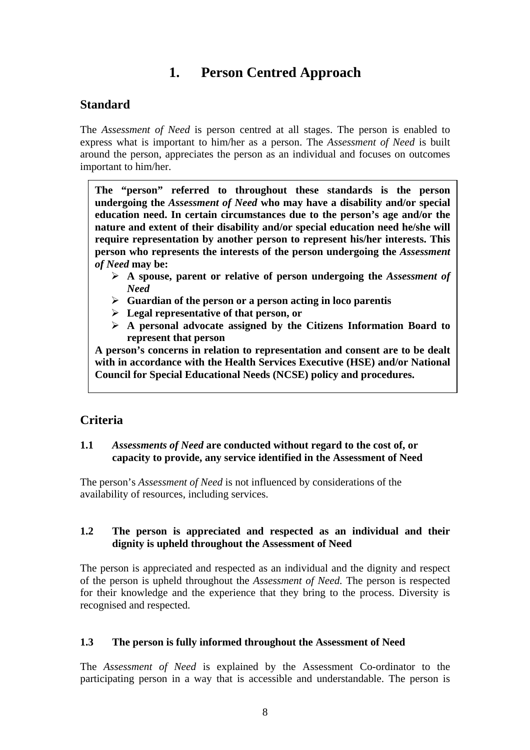# 1. Person Centred Approach

## Standard

The *Assessment of Need* is person centred at all stages. The person is enabled to express what is important to him/her as a person. The *Assessment of Need* is built around the person, appreciates the person as an individual and focuses on outcomes important to him/her.

> **The "person" referred to throughout these standards is the person undergoing the *Assessment of Need* who may have a disability and/or special education need. In certain circumstances due to the person's age and/or the nature and extent of their disability and/or special education need he/she will require representation by another person to represent his/her interests. This person who represents the interests of the person undergoing the *Assessment of Need* may be:**
>
> - **A spouse, parent or relative of person undergoing the *Assessment of Need***
> - **Guardian of the person or a person acting in loco parentis**
> - **Legal representative of that person, or**
> - **A personal advocate assigned by the Citizens Information Board to represent that person**
>
> **A person's concerns in relation to representation and consent are to be dealt with in accordance with the Health Services Executive (HSE) and/or National Council for Special Educational Needs (NCSE) policy and procedures.**

## Criteria

### 1.1 *Assessments of Need* are conducted without regard to the cost of, or capacity to provide, any service identified in the Assessment of Need

The person's *Assessment of Need* is not influenced by considerations of the availability of resources, including services.

### 1.2 The person is appreciated and respected as an individual and their dignity is upheld throughout the Assessment of Need

The person is appreciated and respected as an individual and the dignity and respect of the person is upheld throughout the *Assessment of Need*. The person is respected for their knowledge and the experience that they bring to the process. Diversity is recognised and respected.

### 1.3 The person is fully informed throughout the Assessment of Need

The *Assessment of Need* is explained by the Assessment Co-ordinator to the participating person in a way that is accessible and understandable. The person is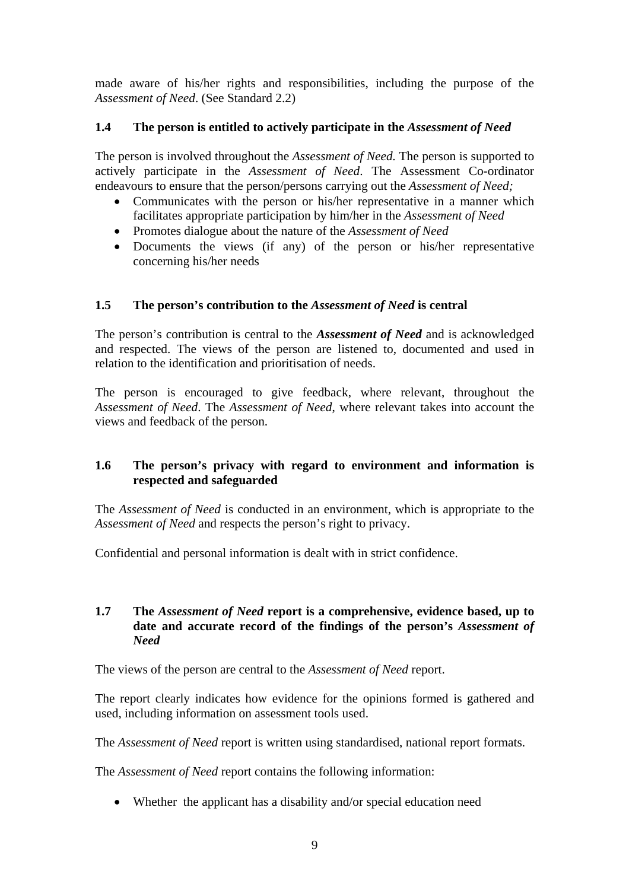made aware of his/her rights and responsibilities, including the purpose of the *Assessment of Need*. (See Standard 2.2)

### 1.4 The person is entitled to actively participate in the *Assessment of Need*

The person is involved throughout the *Assessment of Need.* The person is supported to actively participate in the *Assessment of Need*. The Assessment Co-ordinator endeavours to ensure that the person/persons carrying out the *Assessment of Need;*

- Communicates with the person or his/her representative in a manner which facilitates appropriate participation by him/her in the *Assessment of Need*
- Promotes dialogue about the nature of the *Assessment of Need*
- Documents the views (if any) of the person or his/her representative concerning his/her needs

### 1.5 The person's contribution to the *Assessment of Need* is central

The person's contribution is central to the ***Assessment of Need*** and is acknowledged and respected. The views of the person are listened to, documented and used in relation to the identification and prioritisation of needs.

The person is encouraged to give feedback, where relevant, throughout the *Assessment of Need*. The *Assessment of Need*, where relevant takes into account the views and feedback of the person.

### 1.6 The person's privacy with regard to environment and information is respected and safeguarded

The *Assessment of Need* is conducted in an environment, which is appropriate to the *Assessment of Need* and respects the person's right to privacy.

Confidential and personal information is dealt with in strict confidence.

### 1.7 The *Assessment of Need* report is a comprehensive, evidence based, up to date and accurate record of the findings of the person's *Assessment of Need*

The views of the person are central to the *Assessment of Need* report.

The report clearly indicates how evidence for the opinions formed is gathered and used, including information on assessment tools used.

The *Assessment of Need* report is written using standardised, national report formats.

The *Assessment of Need* report contains the following information:

- Whether the applicant has a disability and/or special education need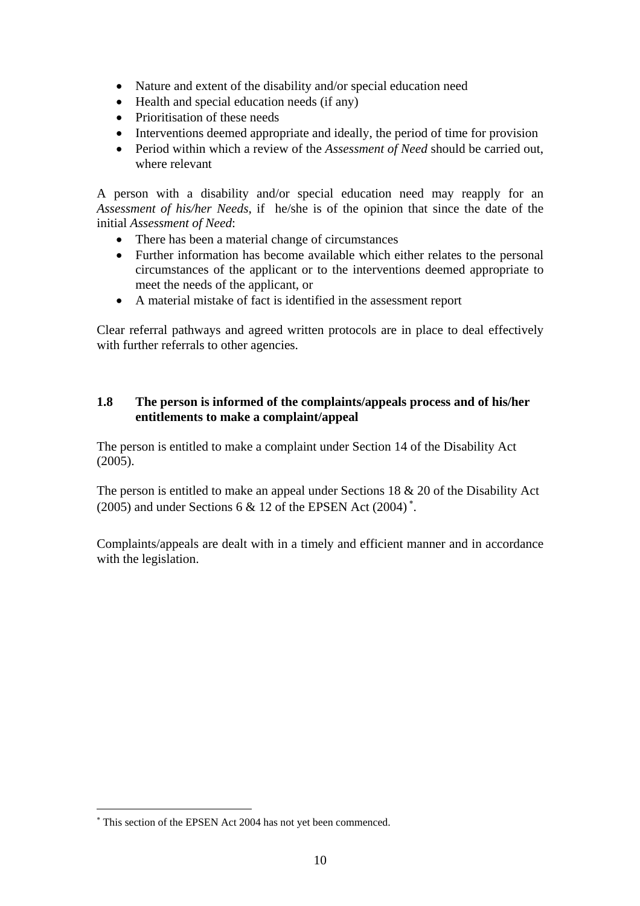- Nature and extent of the disability and/or special education need
- Health and special education needs (if any)
- Prioritisation of these needs
- Interventions deemed appropriate and ideally, the period of time for provision
- Period within which a review of the *Assessment of Need* should be carried out, where relevant

A person with a disability and/or special education need may reapply for an *Assessment of his/her Needs*, if he/she is of the opinion that since the date of the initial *Assessment of Need*:

- There has been a material change of circumstances
- Further information has become available which either relates to the personal circumstances of the applicant or to the interventions deemed appropriate to meet the needs of the applicant, or
- A material mistake of fact is identified in the assessment report

Clear referral pathways and agreed written protocols are in place to deal effectively with further referrals to other agencies.

### 1.8 The person is informed of the complaints/appeals process and of his/her entitlements to make a complaint/appeal

The person is entitled to make a complaint under Section 14 of the Disability Act (2005).

The person is entitled to make an appeal under Sections 18 & 20 of the Disability Act (2005) and under Sections 6 & 12 of the EPSEN Act (2004) [*].

Complaints/appeals are dealt with in a timely and efficient manner and in accordance with the legislation.

---

[*] This section of the EPSEN Act 2004 has not yet been commenced.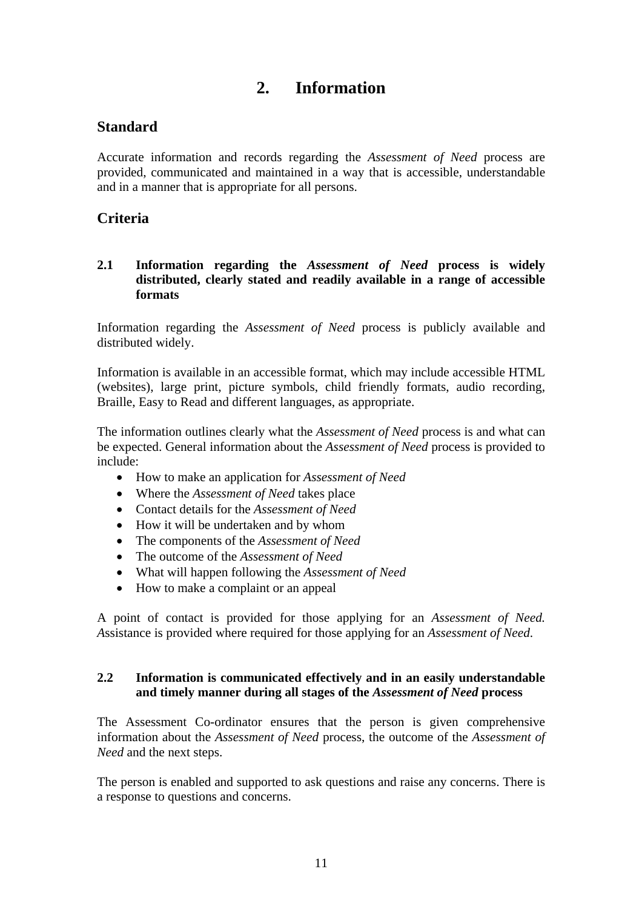# 2. Information

## Standard

Accurate information and records regarding the *Assessment of Need* process are provided, communicated and maintained in a way that is accessible, understandable and in a manner that is appropriate for all persons.

## Criteria

### 2.1 Information regarding the *Assessment of Need* process is widely distributed, clearly stated and readily available in a range of accessible formats

Information regarding the *Assessment of Need* process is publicly available and distributed widely.

Information is available in an accessible format, which may include accessible HTML (websites), large print, picture symbols, child friendly formats, audio recording, Braille, Easy to Read and different languages, as appropriate.

The information outlines clearly what the *Assessment of Need* process is and what can be expected. General information about the *Assessment of Need* process is provided to include:

- How to make an application for *Assessment of Need*
- Where the *Assessment of Need* takes place
- Contact details for the *Assessment of Need*
- How it will be undertaken and by whom
- The components of the *Assessment of Need*
- The outcome of the *Assessment of Need*
- What will happen following the *Assessment of Need*
- How to make a complaint or an appeal

A point of contact is provided for those applying for an *Assessment of Need.* *A*ssistance is provided where required for those applying for an *Assessment of Need*.

### 2.2 Information is communicated effectively and in an easily understandable and timely manner during all stages of the *Assessment of Need* process

The Assessment Co-ordinator ensures that the person is given comprehensive information about the *Assessment of Need* process, the outcome of the *Assessment of Need* and the next steps.

The person is enabled and supported to ask questions and raise any concerns. There is a response to questions and concerns.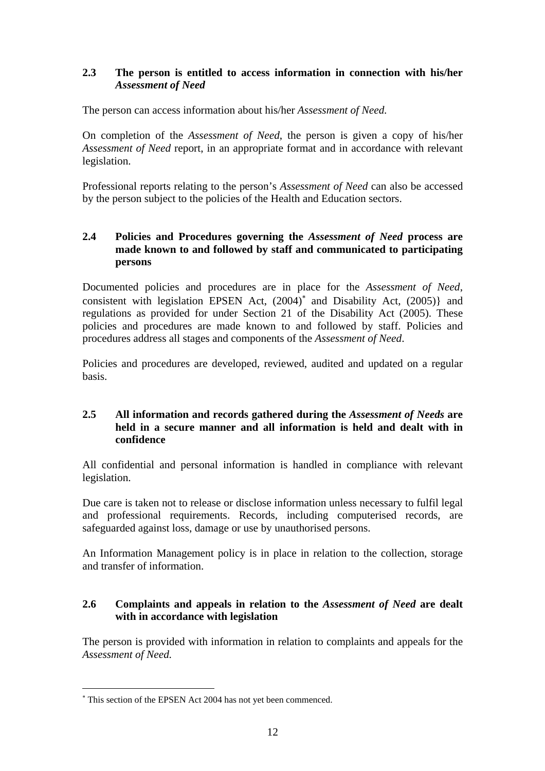### 2.3 The person is entitled to access information in connection with his/her *Assessment of Need*

The person can access information about his/her *Assessment of Need.*

On completion of the *Assessment of Need*, the person is given a copy of his/her *Assessment of Need* report, in an appropriate format and in accordance with relevant legislation.

Professional reports relating to the person's *Assessment of Need* can also be accessed by the person subject to the policies of the Health and Education sectors.

### 2.4 Policies and Procedures governing the *Assessment of Need* process are made known to and followed by staff and communicated to participating persons

Documented policies and procedures are in place for the *Assessment of Need*, consistent with legislation EPSEN Act, (2004)* and Disability Act, (2005)} and regulations as provided for under Section 21 of the Disability Act (2005). These policies and procedures are made known to and followed by staff. Policies and procedures address all stages and components of the *Assessment of Need*.

Policies and procedures are developed, reviewed, audited and updated on a regular basis.

### 2.5 All information and records gathered during the *Assessment of Needs* are held in a secure manner and all information is held and dealt with in confidence

All confidential and personal information is handled in compliance with relevant legislation.

Due care is taken not to release or disclose information unless necessary to fulfil legal and professional requirements. Records, including computerised records, are safeguarded against loss, damage or use by unauthorised persons.

An Information Management policy is in place in relation to the collection, storage and transfer of information.

### 2.6 Complaints and appeals in relation to the *Assessment of Need* are dealt with in accordance with legislation

The person is provided with information in relation to complaints and appeals for the *Assessment of Need.*

---

* This section of the EPSEN Act 2004 has not yet been commenced.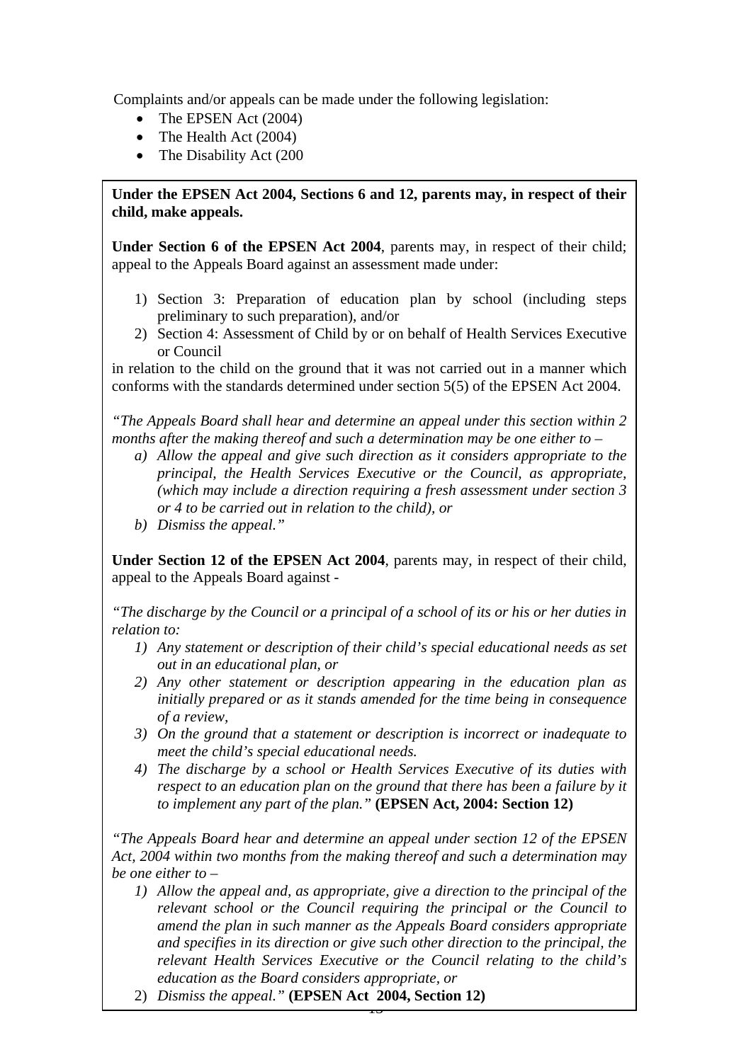Complaints and/or appeals can be made under the following legislation:

- The EPSEN Act (2004)
- The Health Act (2004)
- The Disability Act (200

**Under the EPSEN Act 2004, Sections 6 and 12, parents may, in respect of their child, make appeals.**

**Under Section 6 of the EPSEN Act 2004**, parents may, in respect of their child; appeal to the Appeals Board against an assessment made under:

1) Section 3: Preparation of education plan by school (including steps preliminary to such preparation), and/or
2) Section 4: Assessment of Child by or on behalf of Health Services Executive or Council

in relation to the child on the ground that it was not carried out in a manner which conforms with the standards determined under section 5(5) of the EPSEN Act 2004.

*"The Appeals Board shall hear and determine an appeal under this section within 2 months after the making thereof and such a determination may be one either to –*

*a) Allow the appeal and give such direction as it considers appropriate to the principal, the Health Services Executive or the Council, as appropriate, (which may include a direction requiring a fresh assessment under section 3 or 4 to be carried out in relation to the child), or*
*b) Dismiss the appeal."*

**Under Section 12 of the EPSEN Act 2004**, parents may, in respect of their child, appeal to the Appeals Board against -

*"The discharge by the Council or a principal of a school of its or his or her duties in relation to:*

*1) Any statement or description of their child's special educational needs as set out in an educational plan, or*
*2) Any other statement or description appearing in the education plan as initially prepared or as it stands amended for the time being in consequence of a review,*
*3) On the ground that a statement or description is incorrect or inadequate to meet the child's special educational needs.*
*4) The discharge by a school or Health Services Executive of its duties with respect to an education plan on the ground that there has been a failure by it to implement any part of the plan."* **(EPSEN Act, 2004: Section 12)**

*"The Appeals Board hear and determine an appeal under section 12 of the EPSEN Act, 2004 within two months from the making thereof and such a determination may be one either to –*

*1) Allow the appeal and, as appropriate, give a direction to the principal of the relevant school or the Council requiring the principal or the Council to amend the plan in such manner as the Appeals Board considers appropriate and specifies in its direction or give such other direction to the principal, the relevant Health Services Executive or the Council relating to the child's education as the Board considers appropriate, or*
2) *Dismiss the appeal."* **(EPSEN Act 2004, Section 12)**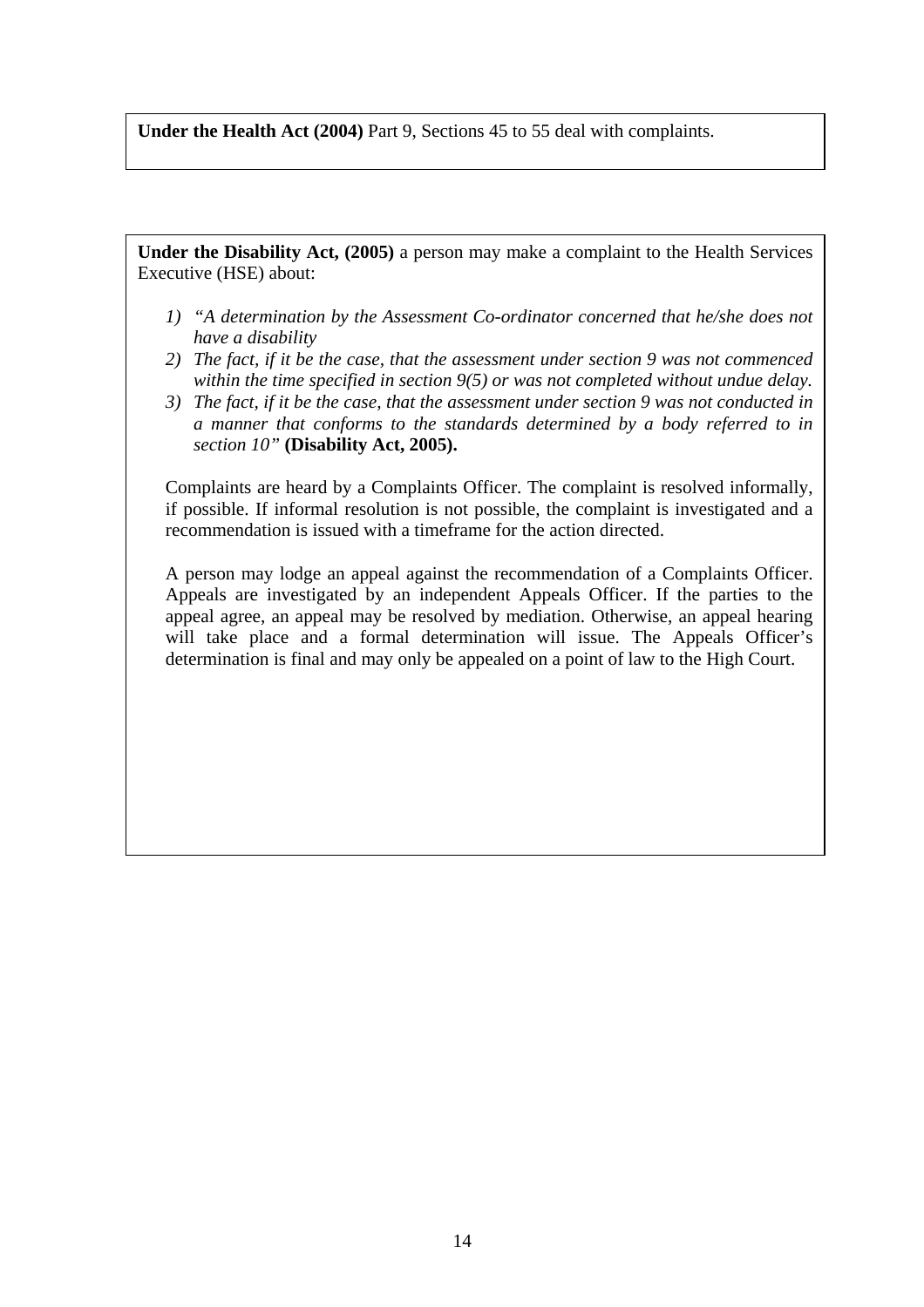**Under the Health Act (2004)** Part 9, Sections 45 to 55 deal with complaints.

**Under the Disability Act, (2005)** a person may make a complaint to the Health Services Executive (HSE) about:

1) *"A determination by the Assessment Co-ordinator concerned that he/she does not have a disability*
2) *The fact, if it be the case, that the assessment under section 9 was not commenced within the time specified in section 9(5) or was not completed without undue delay.*
3) *The fact, if it be the case, that the assessment under section 9 was not conducted in a manner that conforms to the standards determined by a body referred to in section 10"* **(Disability Act, 2005).**

Complaints are heard by a Complaints Officer. The complaint is resolved informally, if possible. If informal resolution is not possible, the complaint is investigated and a recommendation is issued with a timeframe for the action directed.

A person may lodge an appeal against the recommendation of a Complaints Officer. Appeals are investigated by an independent Appeals Officer. If the parties to the appeal agree, an appeal may be resolved by mediation. Otherwise, an appeal hearing will take place and a formal determination will issue. The Appeals Officer's determination is final and may only be appealed on a point of law to the High Court.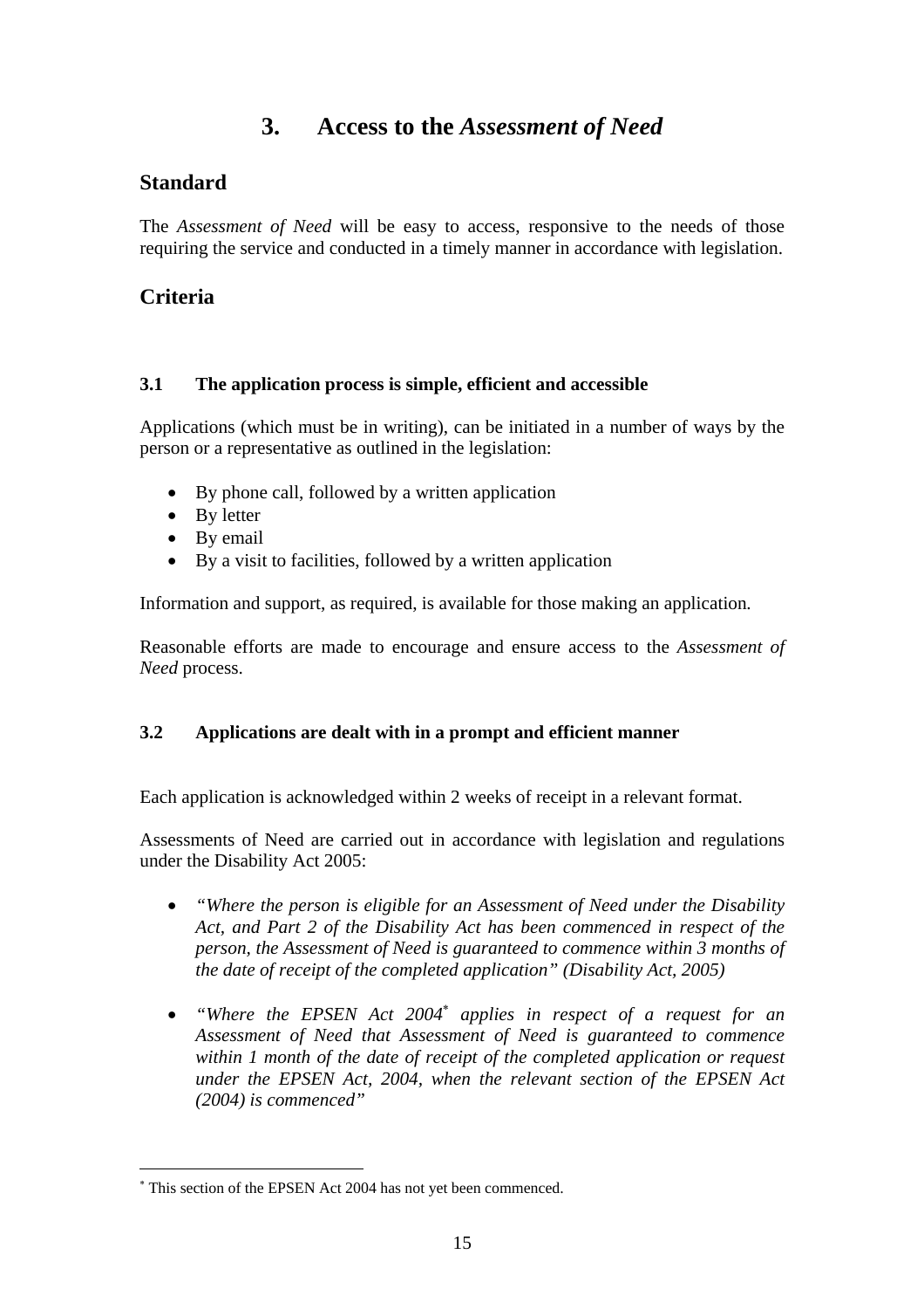# 3. Access to the *Assessment of Need*

## Standard

The *Assessment of Need* will be easy to access, responsive to the needs of those requiring the service and conducted in a timely manner in accordance with legislation.

## Criteria

### 3.1 The application process is simple, efficient and accessible

Applications (which must be in writing), can be initiated in a number of ways by the person or a representative as outlined in the legislation:

- By phone call, followed by a written application
- By letter
- By email
- By a visit to facilities, followed by a written application

Information and support, as required, is available for those making an application.

Reasonable efforts are made to encourage and ensure access to the *Assessment of Need* process.

### 3.2 Applications are dealt with in a prompt and efficient manner

Each application is acknowledged within 2 weeks of receipt in a relevant format.

Assessments of Need are carried out in accordance with legislation and regulations under the Disability Act 2005:

- *"Where the person is eligible for an Assessment of Need under the Disability Act, and Part 2 of the Disability Act has been commenced in respect of the person, the Assessment of Need is guaranteed to commence within 3 months of the date of receipt of the completed application" (Disability Act, 2005)*

- *"Where the EPSEN Act 2004*[*] *applies in respect of a request for an Assessment of Need that Assessment of Need is guaranteed to commence within 1 month of the date of receipt of the completed application or request under the EPSEN Act, 2004, when the relevant section of the EPSEN Act (2004) is commenced"*

---

[*] This section of the EPSEN Act 2004 has not yet been commenced.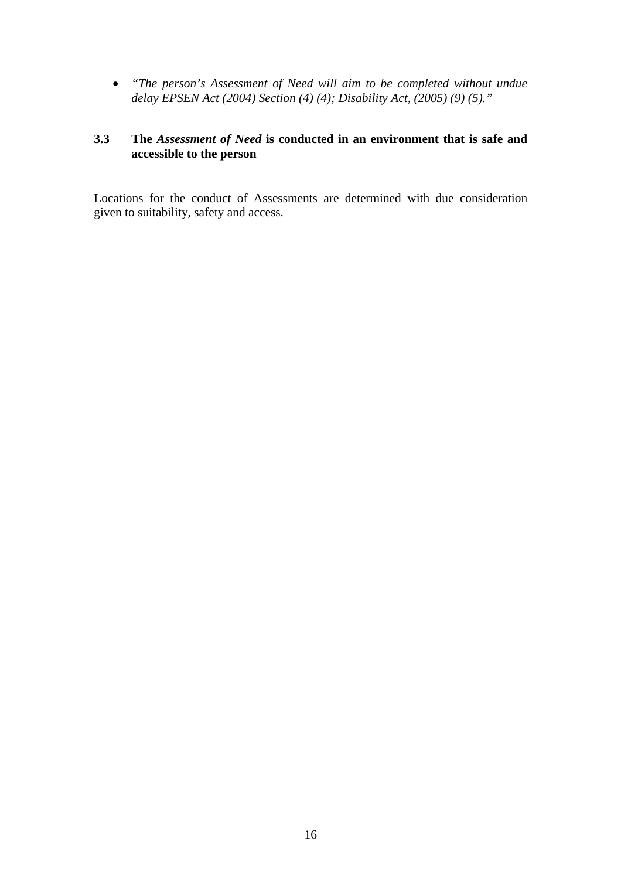- *"The person's Assessment of Need will aim to be completed without undue delay EPSEN Act (2004) Section (4) (4); Disability Act, (2005) (9) (5)."*

### 3.3 The *Assessment of Need* is conducted in an environment that is safe and accessible to the person

Locations for the conduct of Assessments are determined with due consideration given to suitability, safety and access.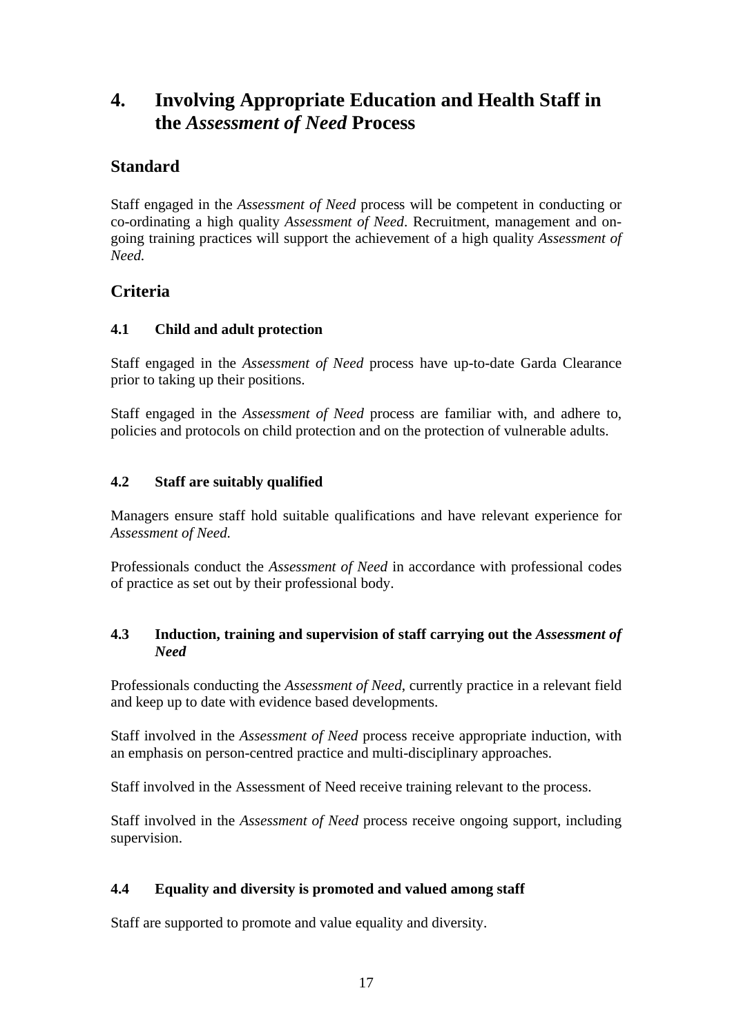# 4. Involving Appropriate Education and Health Staff in the *Assessment of Need* Process

## Standard

Staff engaged in the *Assessment of Need* process will be competent in conducting or co-ordinating a high quality *Assessment of Need*. Recruitment, management and on-going training practices will support the achievement of a high quality *Assessment of Need.*

## Criteria

### 4.1 Child and adult protection

Staff engaged in the *Assessment of Need* process have up-to-date Garda Clearance prior to taking up their positions.

Staff engaged in the *Assessment of Need* process are familiar with, and adhere to, policies and protocols on child protection and on the protection of vulnerable adults.

### 4.2 Staff are suitably qualified

Managers ensure staff hold suitable qualifications and have relevant experience for *Assessment of Need.*

Professionals conduct the *Assessment of Need* in accordance with professional codes of practice as set out by their professional body.

### 4.3 Induction, training and supervision of staff carrying out the *Assessment of Need*

Professionals conducting the *Assessment of Need*, currently practice in a relevant field and keep up to date with evidence based developments.

Staff involved in the *Assessment of Need* process receive appropriate induction, with an emphasis on person-centred practice and multi-disciplinary approaches.

Staff involved in the Assessment of Need receive training relevant to the process.

Staff involved in the *Assessment of Need* process receive ongoing support, including supervision.

### 4.4 Equality and diversity is promoted and valued among staff

Staff are supported to promote and value equality and diversity.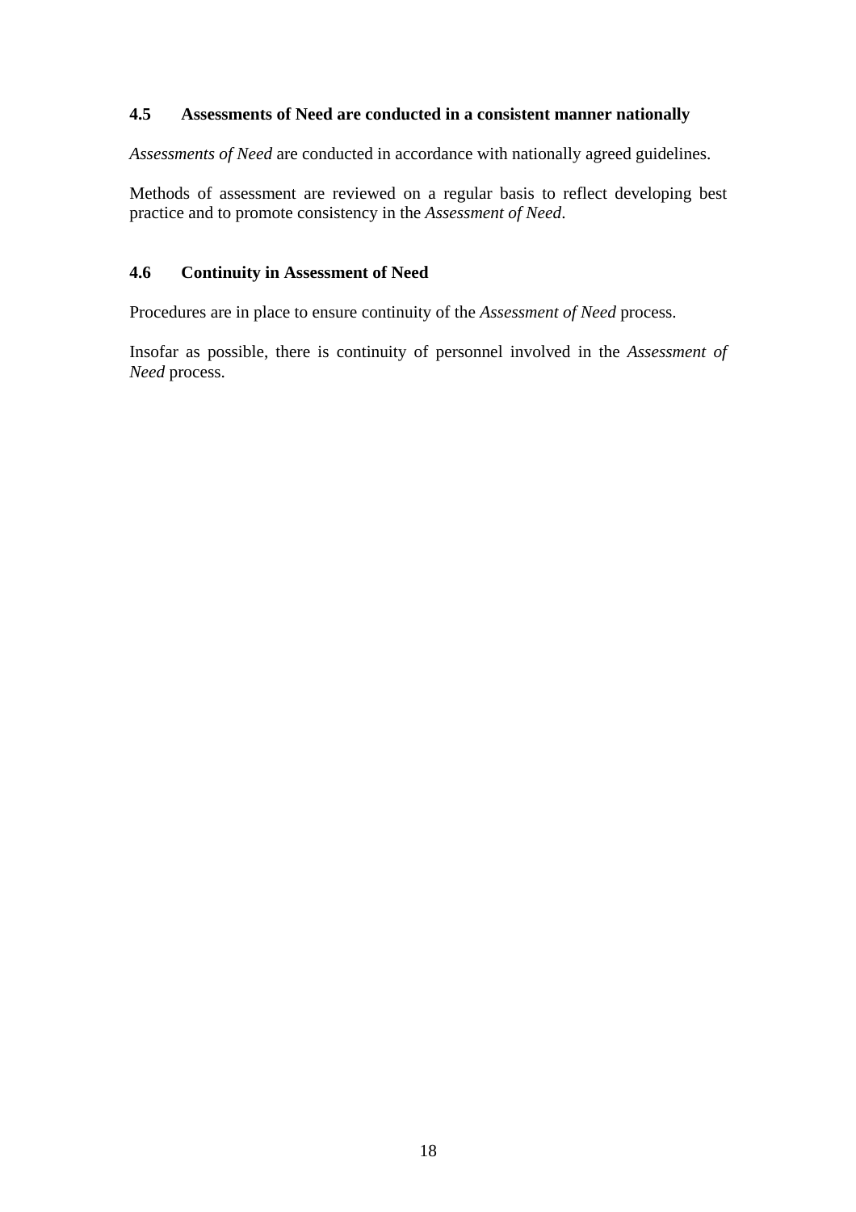### 4.5 Assessments of Need are conducted in a consistent manner nationally

*Assessments of Need* are conducted in accordance with nationally agreed guidelines.

Methods of assessment are reviewed on a regular basis to reflect developing best practice and to promote consistency in the *Assessment of Need*.

### 4.6 Continuity in Assessment of Need

Procedures are in place to ensure continuity of the *Assessment of Need* process.

Insofar as possible, there is continuity of personnel involved in the *Assessment of Need* process.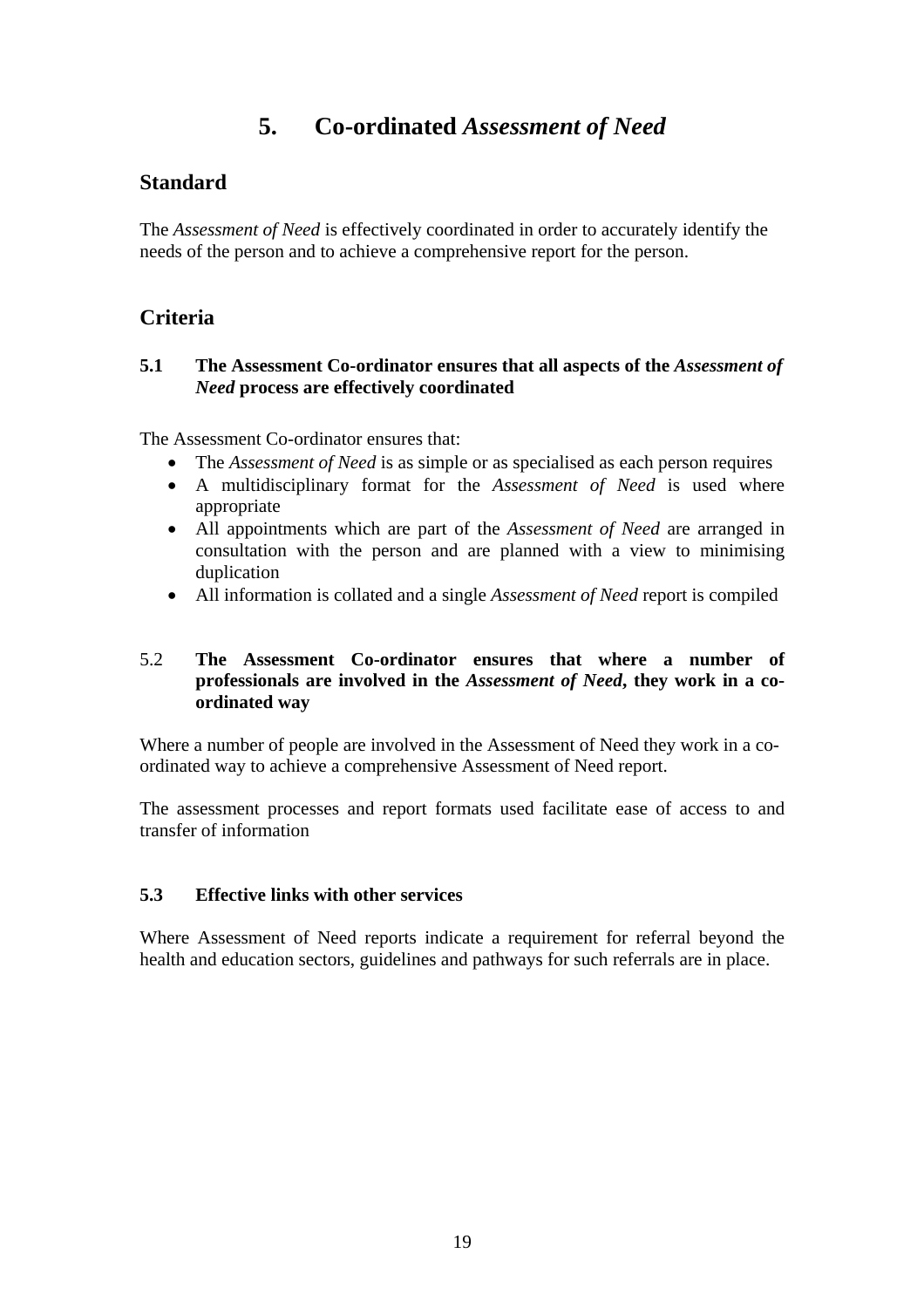# 5. Co-ordinated *Assessment of Need*

## Standard

The *Assessment of Need* is effectively coordinated in order to accurately identify the needs of the person and to achieve a comprehensive report for the person.

## Criteria

### 5.1 The Assessment Co-ordinator ensures that all aspects of the *Assessment of Need* process are effectively coordinated

The Assessment Co-ordinator ensures that:

- The *Assessment of Need* is as simple or as specialised as each person requires
- A multidisciplinary format for the *Assessment of Need* is used where appropriate
- All appointments which are part of the *Assessment of Need* are arranged in consultation with the person and are planned with a view to minimising duplication
- All information is collated and a single *Assessment of Need* report is compiled

### 5.2 The Assessment Co-ordinator ensures that where a number of professionals are involved in the *Assessment of Need*, they work in a co-ordinated way

Where a number of people are involved in the Assessment of Need they work in a co-ordinated way to achieve a comprehensive Assessment of Need report.

The assessment processes and report formats used facilitate ease of access to and transfer of information

### 5.3 Effective links with other services

Where Assessment of Need reports indicate a requirement for referral beyond the health and education sectors, guidelines and pathways for such referrals are in place.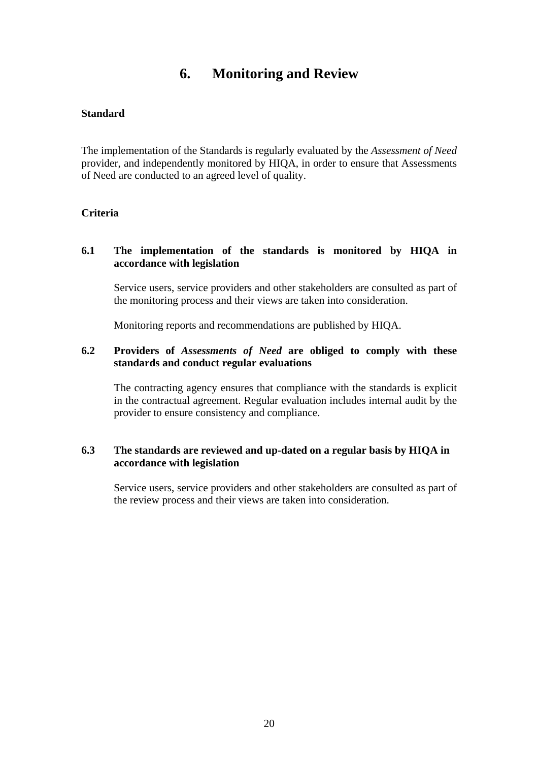# 6. Monitoring and Review

**Standard**

The implementation of the Standards is regularly evaluated by the *Assessment of Need* provider, and independently monitored by HIQA, in order to ensure that Assessments of Need are conducted to an agreed level of quality.

**Criteria**

**6.1 The implementation of the standards is monitored by HIQA in accordance with legislation**

Service users, service providers and other stakeholders are consulted as part of the monitoring process and their views are taken into consideration.

Monitoring reports and recommendations are published by HIQA.

**6.2 Providers of *Assessments of Need* are obliged to comply with these standards and conduct regular evaluations**

The contracting agency ensures that compliance with the standards is explicit in the contractual agreement. Regular evaluation includes internal audit by the provider to ensure consistency and compliance.

**6.3 The standards are reviewed and up-dated on a regular basis by HIQA in accordance with legislation**

Service users, service providers and other stakeholders are consulted as part of the review process and their views are taken into consideration.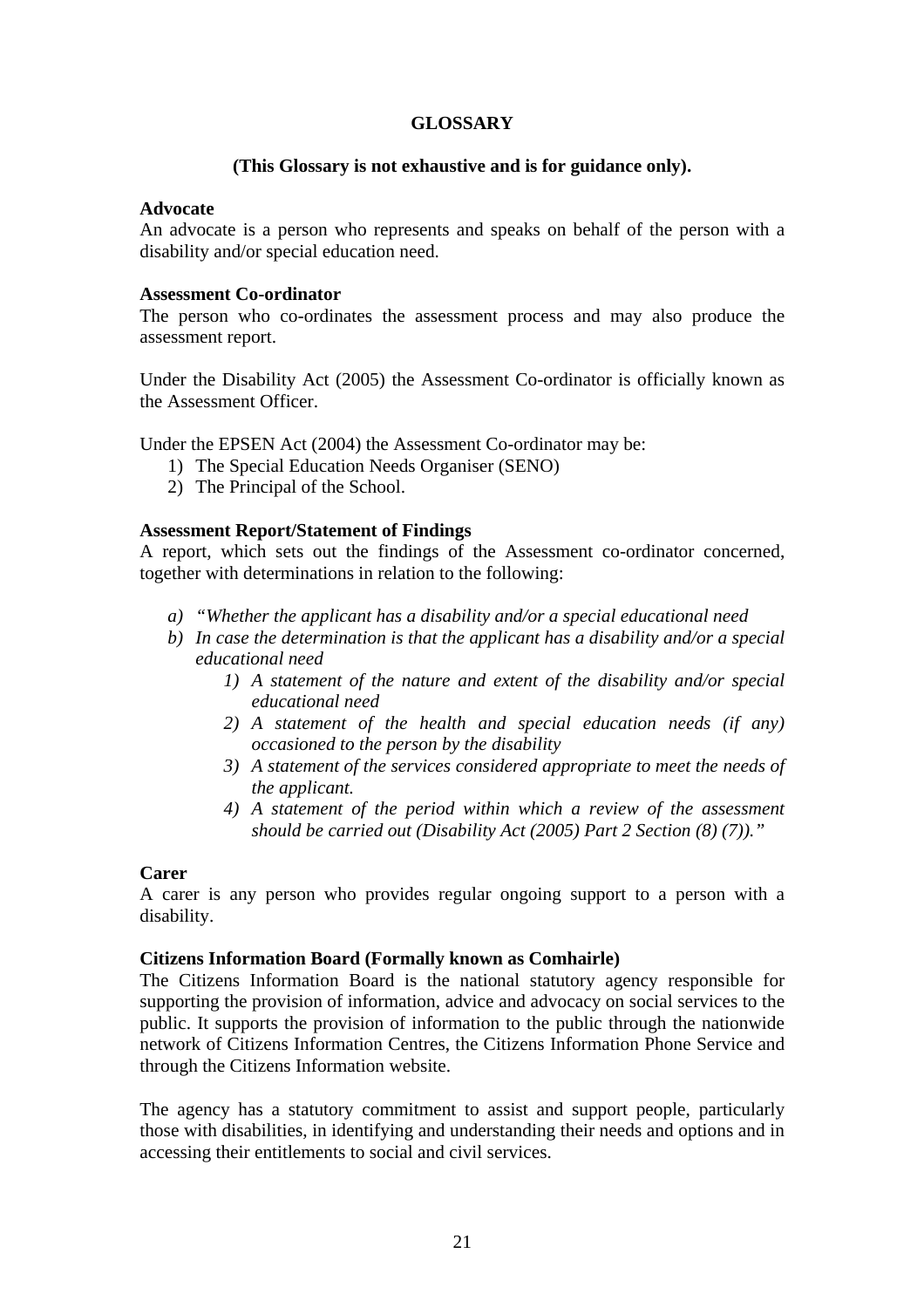# GLOSSARY

**(This Glossary is not exhaustive and is for guidance only).**

**Advocate**
An advocate is a person who represents and speaks on behalf of the person with a disability and/or special education need.

**Assessment Co-ordinator**
The person who co-ordinates the assessment process and may also produce the assessment report.

Under the Disability Act (2005) the Assessment Co-ordinator is officially known as the Assessment Officer.

Under the EPSEN Act (2004) the Assessment Co-ordinator may be:

1) The Special Education Needs Organiser (SENO)
2) The Principal of the School.

**Assessment Report/Statement of Findings**
A report, which sets out the findings of the Assessment co-ordinator concerned, together with determinations in relation to the following:

a) *"Whether the applicant has a disability and/or a special educational need*
b) *In case the determination is that the applicant has a disability and/or a special educational need*
    1) *A statement of the nature and extent of the disability and/or special educational need*
    2) *A statement of the health and special education needs (if any) occasioned to the person by the disability*
    3) *A statement of the services considered appropriate to meet the needs of the applicant.*
    4) *A statement of the period within which a review of the assessment should be carried out (Disability Act (2005) Part 2 Section (8) (7))."*

**Carer**
A carer is any person who provides regular ongoing support to a person with a disability.

**Citizens Information Board (Formally known as Comhairle)**
The Citizens Information Board is the national statutory agency responsible for supporting the provision of information, advice and advocacy on social services to the public. It supports the provision of information to the public through the nationwide network of Citizens Information Centres, the Citizens Information Phone Service and through the Citizens Information website.

The agency has a statutory commitment to assist and support people, particularly those with disabilities, in identifying and understanding their needs and options and in accessing their entitlements to social and civil services.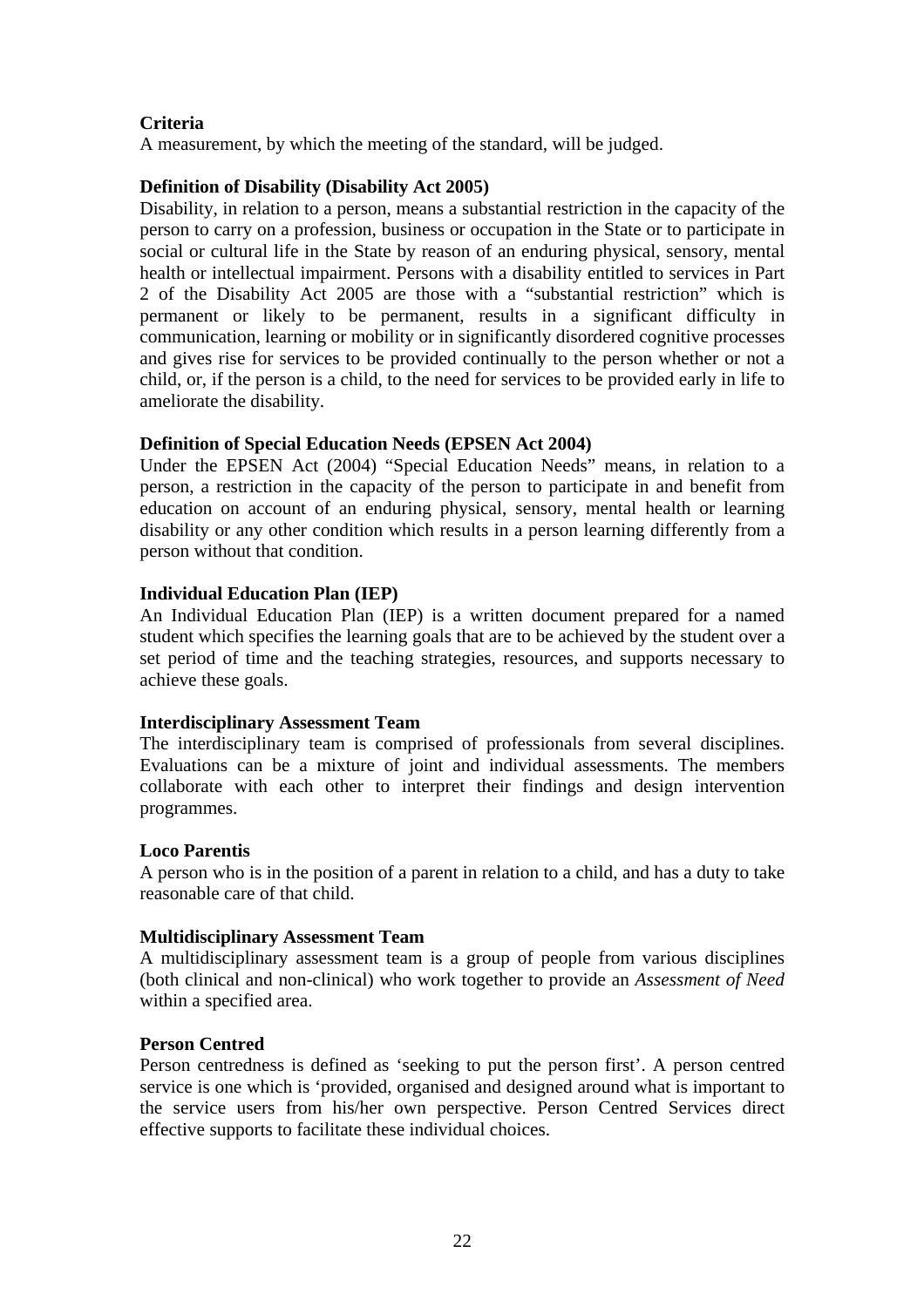**Criteria**

A measurement, by which the meeting of the standard, will be judged.

**Definition of Disability (Disability Act 2005)**

Disability, in relation to a person, means a substantial restriction in the capacity of the person to carry on a profession, business or occupation in the State or to participate in social or cultural life in the State by reason of an enduring physical, sensory, mental health or intellectual impairment. Persons with a disability entitled to services in Part 2 of the Disability Act 2005 are those with a "substantial restriction" which is permanent or likely to be permanent, results in a significant difficulty in communication, learning or mobility or in significantly disordered cognitive processes and gives rise for services to be provided continually to the person whether or not a child, or, if the person is a child, to the need for services to be provided early in life to ameliorate the disability.

**Definition of Special Education Needs (EPSEN Act 2004)**

Under the EPSEN Act (2004) "Special Education Needs" means, in relation to a person, a restriction in the capacity of the person to participate in and benefit from education on account of an enduring physical, sensory, mental health or learning disability or any other condition which results in a person learning differently from a person without that condition.

**Individual Education Plan (IEP)**

An Individual Education Plan (IEP) is a written document prepared for a named student which specifies the learning goals that are to be achieved by the student over a set period of time and the teaching strategies, resources, and supports necessary to achieve these goals.

**Interdisciplinary Assessment Team**

The interdisciplinary team is comprised of professionals from several disciplines. Evaluations can be a mixture of joint and individual assessments. The members collaborate with each other to interpret their findings and design intervention programmes.

**Loco Parentis**

A person who is in the position of a parent in relation to a child, and has a duty to take reasonable care of that child.

**Multidisciplinary Assessment Team**

A multidisciplinary assessment team is a group of people from various disciplines (both clinical and non-clinical) who work together to provide an *Assessment of Need* within a specified area.

**Person Centred**

Person centredness is defined as 'seeking to put the person first'. A person centred service is one which is 'provided, organised and designed around what is important to the service users from his/her own perspective. Person Centred Services direct effective supports to facilitate these individual choices.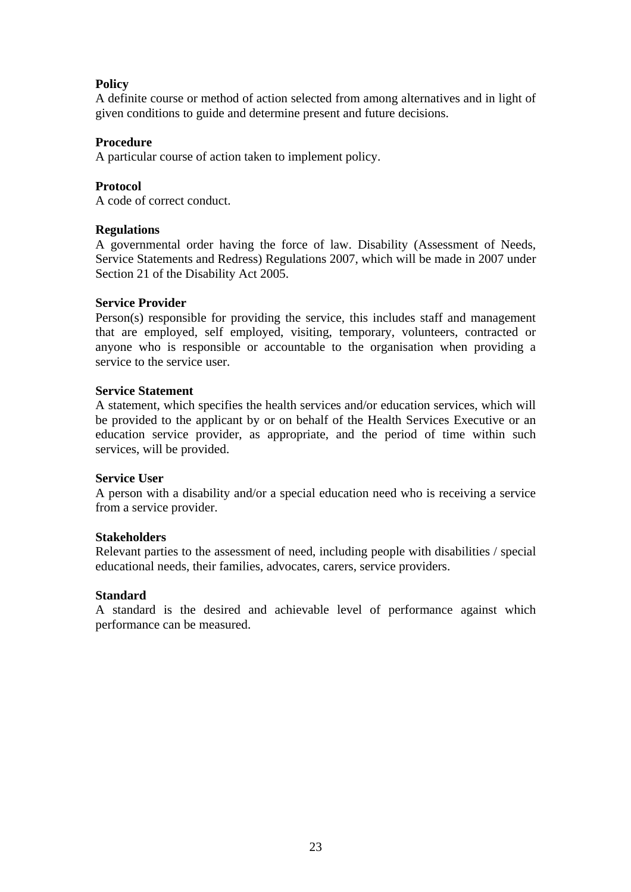**Policy**
A definite course or method of action selected from among alternatives and in light of given conditions to guide and determine present and future decisions.

**Procedure**
A particular course of action taken to implement policy.

**Protocol**
A code of correct conduct.

**Regulations**
A governmental order having the force of law. Disability (Assessment of Needs, Service Statements and Redress) Regulations 2007, which will be made in 2007 under Section 21 of the Disability Act 2005.

**Service Provider**
Person(s) responsible for providing the service, this includes staff and management that are employed, self employed, visiting, temporary, volunteers, contracted or anyone who is responsible or accountable to the organisation when providing a service to the service user.

**Service Statement**
A statement, which specifies the health services and/or education services, which will be provided to the applicant by or on behalf of the Health Services Executive or an education service provider, as appropriate, and the period of time within such services, will be provided.

**Service User**
A person with a disability and/or a special education need who is receiving a service from a service provider.

**Stakeholders**
Relevant parties to the assessment of need, including people with disabilities / special educational needs, their families, advocates, carers, service providers.

**Standard**
A standard is the desired and achievable level of performance against which performance can be measured.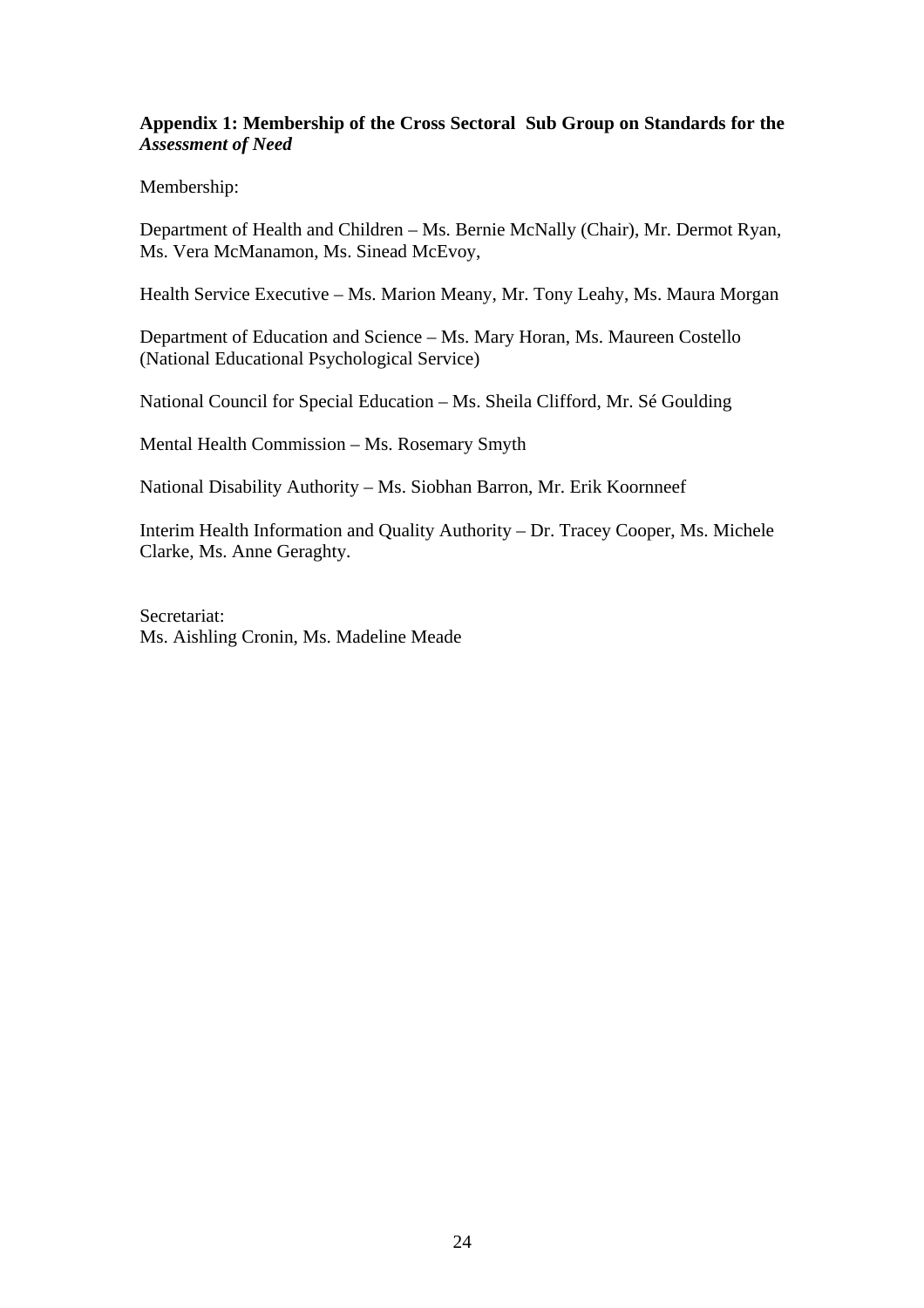## Appendix 1: Membership of the Cross Sectoral Sub Group on Standards for the *Assessment of Need*

Membership:

Department of Health and Children – Ms. Bernie McNally (Chair), Mr. Dermot Ryan, Ms. Vera McManamon, Ms. Sinead McEvoy,

Health Service Executive – Ms. Marion Meany, Mr. Tony Leahy, Ms. Maura Morgan

Department of Education and Science – Ms. Mary Horan, Ms. Maureen Costello (National Educational Psychological Service)

National Council for Special Education – Ms. Sheila Clifford, Mr. Sé Goulding

Mental Health Commission – Ms. Rosemary Smyth

National Disability Authority – Ms. Siobhan Barron, Mr. Erik Koornneef

Interim Health Information and Quality Authority – Dr. Tracey Cooper, Ms. Michele Clarke, Ms. Anne Geraghty.

Secretariat:
Ms. Aishling Cronin, Ms. Madeline Meade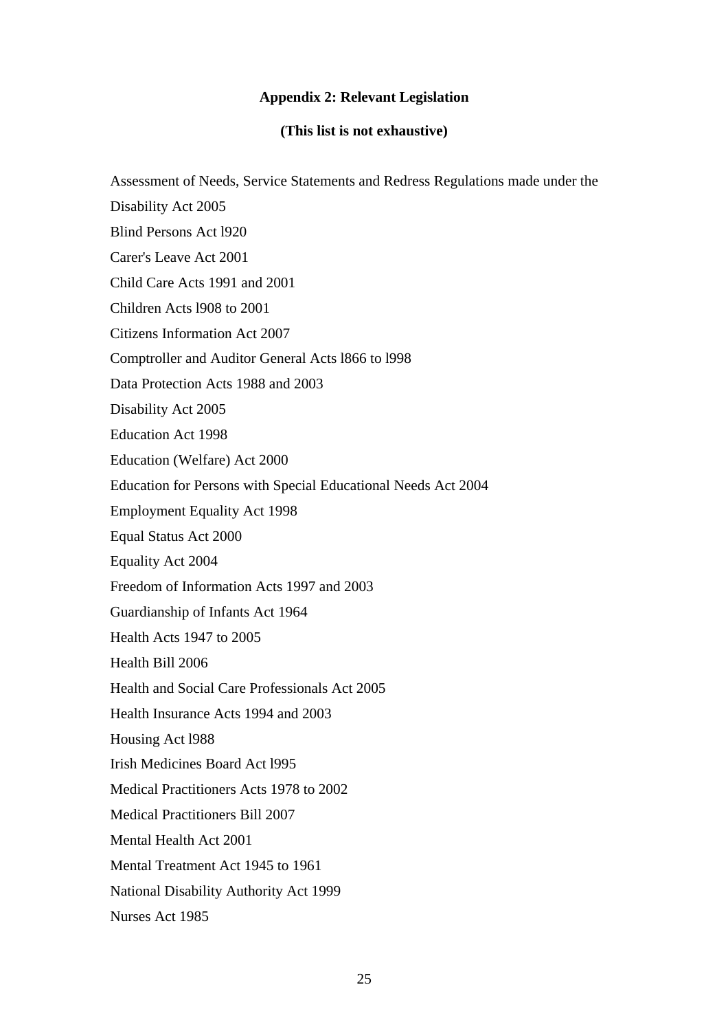## Appendix 2: Relevant Legislation

**(This list is not exhaustive)**

Assessment of Needs, Service Statements and Redress Regulations made under the Disability Act 2005

Blind Persons Act l920

Carer's Leave Act 2001

Child Care Acts 1991 and 2001

Children Acts l908 to 2001

Citizens Information Act 2007

Comptroller and Auditor General Acts l866 to l998

Data Protection Acts 1988 and 2003

Disability Act 2005

Education Act 1998

Education (Welfare) Act 2000

Education for Persons with Special Educational Needs Act 2004

Employment Equality Act 1998

Equal Status Act 2000

Equality Act 2004

Freedom of Information Acts 1997 and 2003

Guardianship of Infants Act 1964

Health Acts 1947 to 2005

Health Bill 2006

Health and Social Care Professionals Act 2005

Health Insurance Acts 1994 and 2003

Housing Act l988

Irish Medicines Board Act l995

Medical Practitioners Acts 1978 to 2002

Medical Practitioners Bill 2007

Mental Health Act 2001

Mental Treatment Act 1945 to 1961

National Disability Authority Act 1999

Nurses Act 1985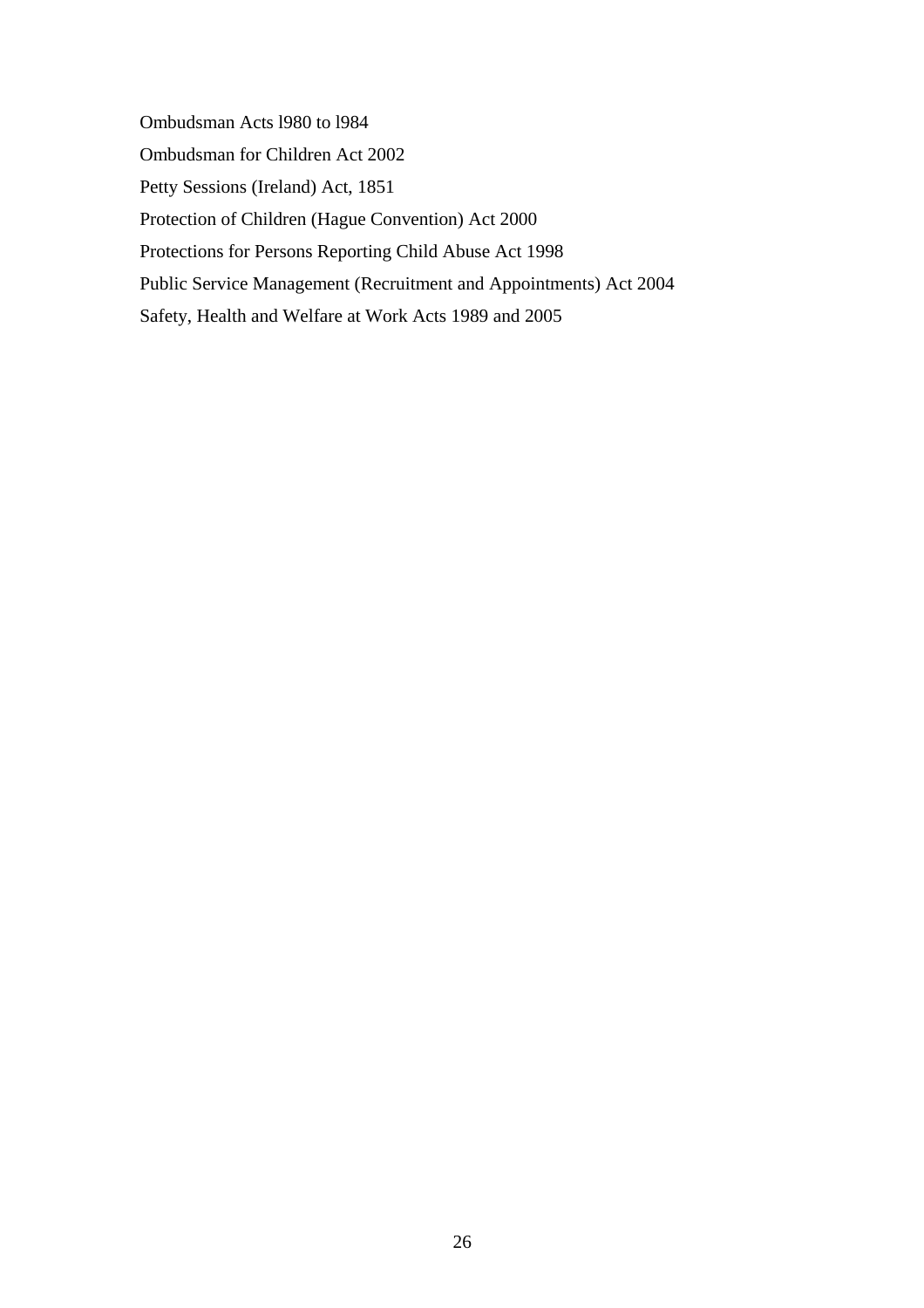Ombudsman Acts l980 to l984

Ombudsman for Children Act 2002

Petty Sessions (Ireland) Act, 1851

Protection of Children (Hague Convention) Act 2000

Protections for Persons Reporting Child Abuse Act 1998

Public Service Management (Recruitment and Appointments) Act 2004

Safety, Health and Welfare at Work Acts 1989 and 2005